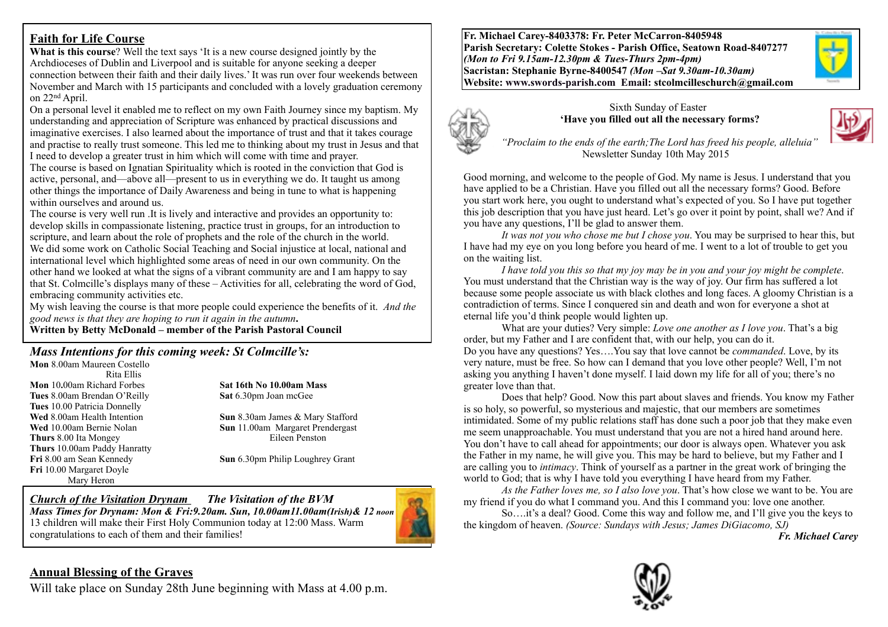## Faith for Life Course

**What is this course**? Well the text says 'It is a new course designed jointly by the Archdioceses of Dublin and Liverpool and is suitable for anyone seeking a deeper connection between their faith and their daily lives.' It was run over four weekends between November and March with 15 participants and concluded with a lovely graduation ceremony on 22nd April.

On a personal level it enabled me to reflect on my own Faith Journey since my baptism. My understanding and appreciation of Scripture was enhanced by practical discussions and imaginative exercises. I also learned about the importance of trust and that it takes courage and practise to really trust someone. This led me to thinking about my trust in Jesus and that I need to develop a greater trust in him which will come with time and prayer.

The course is based on Ignatian Spirituality which is rooted in the conviction that God is active, personal, and—above all—present to us in everything we do. It taught us among other things the importance of Daily Awareness and being in tune to what is happening within ourselves and around us.

The course is very well run .It is lively and interactive and provides an opportunity to: develop skills in compassionate listening, practice trust in groups, for an introduction to scripture, and learn about the role of prophets and the role of the church in the world.

We did some work on Catholic Social Teaching and Social injustice at local, national and international level which highlighted some areas of need in our own community. On the other hand we looked at what the signs of a vibrant community are and I am happy to say that St. Colmcille's displays many of these – Activities for all, celebrating the word of God, embracing community activities etc.

My wish leaving the course is that more people could experience the benefits of it. *And the good news is that they are hoping to run it again in the autumn***.**

**Written by Betty McDonald – member of the Parish Pastoral Council**

## *Mass Intentions for this coming week: St Colmcille's:*

**Mon** 8.00am Maureen Costello
Rita Ellis
**Mon** 10**.**00am Richard Forbes
**Tues** 8.00am Brendan O'Reilly
**Tues** 10.00 Patricia Donnelly
**Wed** 8.00am Health Intention
**Wed** 10.00am Bernie Nolan
**Thurs** 8.00 Ita Mongey
**Thurs** 10.00am Paddy Hanratty
**Fri** 8.00 am Sean Kennedy
**Fri** 10.00 Margaret Doyle
Mary Heron

**Sat 16th No 10.00am Mass**
**Sat** 6.30pm Joan mcGee

**Sun** 8.30am James & Mary Stafford
**Sun** 11.00am Margaret Prendergast
Eileen Penston

**Sun** 6.30pm Philip Loughrey Grant

***Church of the Visitation Drynam*** ***The Visitation of the BVM***

***Mass Times for Drynam: Mon & Fri:9.20am. Sun, 10.00am11.00am(Irish)& 12 noon***

13 children will make their First Holy Communion today at 12:00 Mass. Warm congratulations to each of them and their families!

## Annual Blessing of the Graves

Will take place on Sunday 28th June beginning with Mass at 4.00 p.m.

**Fr. Michael Carey-8403378: Fr. Peter McCarron-8405948**
**Parish Secretary: Colette Stokes - Parish Office, Seatown Road-8407277**
***(Mon to Fri 9.15am-12.30pm & Tues-Thurs 2pm-4pm)***
**Sacristan: Stephanie Byrne-8400547** ***(Mon –Sat 9.30am-10.30am)***
**Website: www.swords-parish.com Email: stcolmcilleschurch@gmail.com**

Sixth Sunday of Easter

**'Have you filled out all the necessary forms?**

*"Proclaim to the ends of the earth;The Lord has freed his people, alleluia"*
Newsletter Sunday 10th May 2015

Good morning, and welcome to the people of God. My name is Jesus. I understand that you have applied to be a Christian. Have you filled out all the necessary forms? Good. Before you start work here, you ought to understand what's expected of you. So I have put together this job description that you have just heard. Let's go over it point by point, shall we? And if you have any questions, I'll be glad to answer them.

*It was not you who chose me but I chose you*. You may be surprised to hear this, but I have had my eye on you long before you heard of me. I went to a lot of trouble to get you on the waiting list.

*I have told you this so that my joy may be in you and your joy might be complete*. You must understand that the Christian way is the way of joy. Our firm has suffered a lot because some people associate us with black clothes and long faces. A gloomy Christian is a contradiction of terms. Since I conquered sin and death and won for everyone a shot at eternal life you'd think people would lighten up.

What are your duties? Very simple: *Love one another as I love you*. That's a big order, but my Father and I are confident that, with our help, you can do it.

Do you have any questions? Yes….You say that love cannot be *commanded*. Love, by its very nature, must be free. So how can I demand that you love other people? Well, I'm not asking you anything I haven't done myself. I laid down my life for all of you; there's no greater love than that.

Does that help? Good. Now this part about slaves and friends. You know my Father is so holy, so powerful, so mysterious and majestic, that our members are sometimes intimidated. Some of my public relations staff has done such a poor job that they make even me seem unapproachable. You must understand that you are not a hired hand around here. You don't have to call ahead for appointments; our door is always open. Whatever you ask the Father in my name, he will give you. This may be hard to believe, but my Father and I are calling you to *intimacy*. Think of yourself as a partner in the great work of bringing the world to God; that is why I have told you everything I have heard from my Father.

*As the Father loves me, so I also love you*. That's how close we want to be. You are my friend if you do what I command you. And this I command you: love one another.

So….it's a deal? Good. Come this way and follow me, and I'll give you the keys to the kingdom of heaven. *(Source: Sundays with Jesus; James DiGiacomo, SJ)*

***Fr. Michael Carey***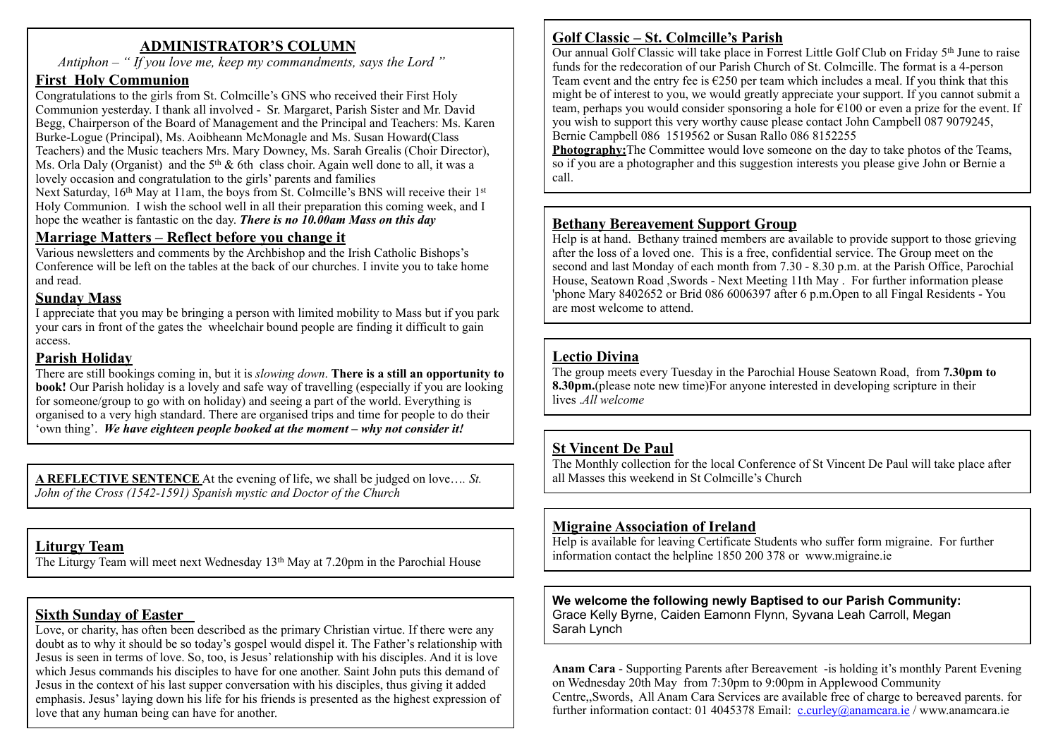## ADMINISTRATOR'S COLUMN

*Antiphon – " If you love me, keep my commandments, says the Lord "*

### First Holy Communion

Congratulations to the girls from St. Colmcille's GNS who received their First Holy Communion yesterday. I thank all involved - Sr. Margaret, Parish Sister and Mr. David Begg, Chairperson of the Board of Management and the Principal and Teachers: Ms. Karen Burke-Logue (Principal), Ms. Aoibheann McMonagle and Ms. Susan Howard(Class Teachers) and the Music teachers Mrs. Mary Downey, Ms. Sarah Grealis (Choir Director), Ms. Orla Daly (Organist) and the 5th & 6th class choir. Again well done to all, it was a lovely occasion and congratulation to the girls' parents and families

Next Saturday, 16th May at 11am, the boys from St. Colmcille's BNS will receive their 1st Holy Communion. I wish the school well in all their preparation this coming week, and I hope the weather is fantastic on the day. ***There is no 10.00am Mass on this day***

### Marriage Matters – Reflect before you change it

Various newsletters and comments by the Archbishop and the Irish Catholic Bishops's Conference will be left on the tables at the back of our churches. I invite you to take home and read.

### Sunday Mass

I appreciate that you may be bringing a person with limited mobility to Mass but if you park your cars in front of the gates the wheelchair bound people are finding it difficult to gain access.

### Parish Holiday

There are still bookings coming in, but it is *slowing down*. **There is a still an opportunity to book!** Our Parish holiday is a lovely and safe way of travelling (especially if you are looking for someone/group to go with on holiday) and seeing a part of the world. Everything is organised to a very high standard. There are organised trips and time for people to do their 'own thing'. ***We have eighteen people booked at the moment – why not consider it!***

**A REFLECTIVE SENTENCE** At the evening of life, we shall be judged on love…. *St. John of the Cross (1542-1591) Spanish mystic and Doctor of the Church*

### Liturgy Team

The Liturgy Team will meet next Wednesday 13th May at 7.20pm in the Parochial House

### Sixth Sunday of Easter

Love, or charity, has often been described as the primary Christian virtue. If there were any doubt as to why it should be so today's gospel would dispel it. The Father's relationship with Jesus is seen in terms of love. So, too, is Jesus' relationship with his disciples. And it is love which Jesus commands his disciples to have for one another. Saint John puts this demand of Jesus in the context of his last supper conversation with his disciples, thus giving it added emphasis. Jesus' laying down his life for his friends is presented as the highest expression of love that any human being can have for another.

### Golf Classic – St. Colmcille's Parish

Our annual Golf Classic will take place in Forrest Little Golf Club on Friday 5th June to raise funds for the redecoration of our Parish Church of St. Colmcille. The format is a 4-person Team event and the entry fee is €250 per team which includes a meal. If you think that this might be of interest to you, we would greatly appreciate your support. If you cannot submit a team, perhaps you would consider sponsoring a hole for €100 or even a prize for the event. If you wish to support this very worthy cause please contact John Campbell 087 9079245, Bernie Campbell 086 1519562 or Susan Rallo 086 8152255

**Photography:** The Committee would love someone on the day to take photos of the Teams, so if you are a photographer and this suggestion interests you please give John or Bernie a call.

### Bethany Bereavement Support Group

Help is at hand. Bethany trained members are available to provide support to those grieving after the loss of a loved one. This is a free, confidential service. The Group meet on the second and last Monday of each month from 7.30 - 8.30 p.m. at the Parish Office, Parochial House, Seatown Road ,Swords - Next Meeting 11th May . For further information please 'phone Mary 8402652 or Brid 086 6006397 after 6 p.m.Open to all Fingal Residents - You are most welcome to attend.

### Lectio Divina

The group meets every Tuesday in the Parochial House Seatown Road, from **7.30pm to 8.30pm.**(please note new time)For anyone interested in developing scripture in their lives .*All welcome*

### St Vincent De Paul

The Monthly collection for the local Conference of St Vincent De Paul will take place after all Masses this weekend in St Colmcille's Church

### Migraine Association of Ireland

Help is available for leaving Certificate Students who suffer form migraine. For further information contact the helpline 1850 200 378 or www.migraine.ie

**We welcome the following newly Baptised to our Parish Community:**
Grace Kelly Byrne, Caiden Eamonn Flynn, Syvana Leah Carroll, Megan Sarah Lynch

**Anam Cara** - Supporting Parents after Bereavement -is holding it's monthly Parent Evening on Wednesday 20th May from 7:30pm to 9:00pm in Applewood Community Centre,,Swords, All Anam Cara Services are available free of charge to bereaved parents. for further information contact: 01 4045378 Email: c.curley@anamcara.ie / www.anamcara.ie